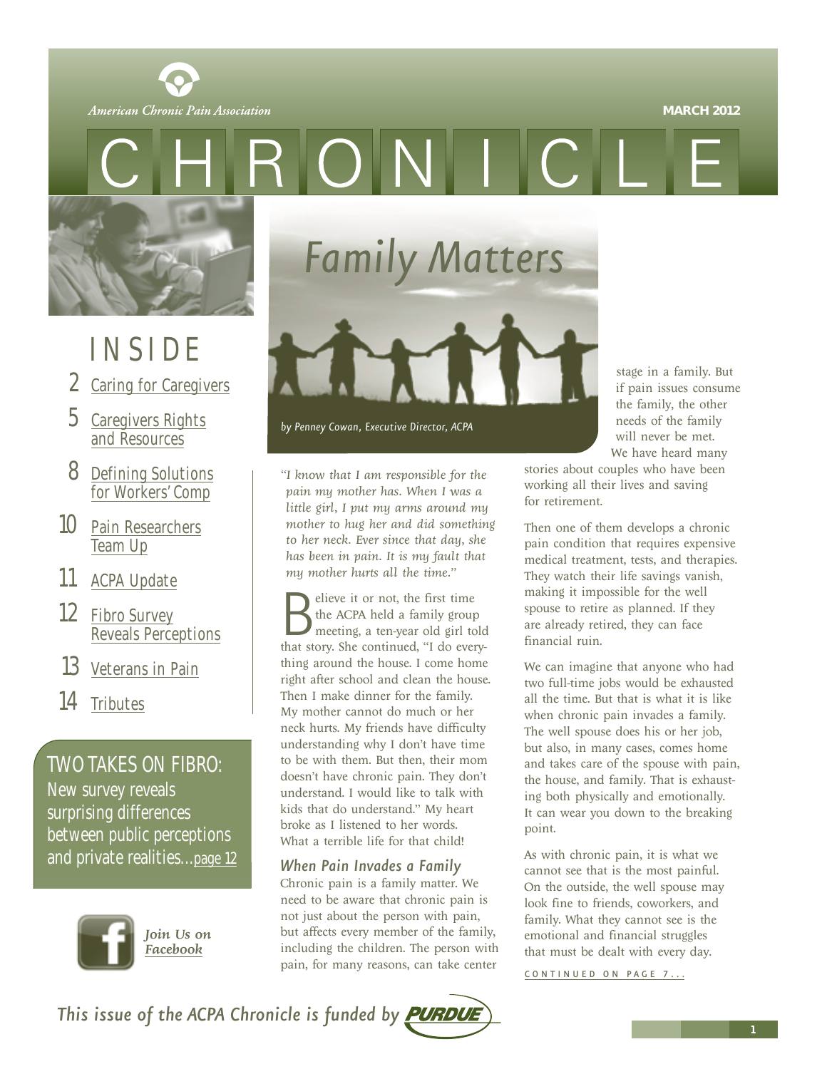American Chronic Pain Association

MARCH 2012

# CHRONICLE

## INSIDE

- 2 Caring for Caregivers
- 5 Caregivers Rights and Resources
- 8 Defining Solutions for Workers' Comp
- 10 Pain Researchers Team Up
- 11 ACPA Update
- 12 Fibro Survey Reveals Perceptions
- 13 Veterans in Pain
- 14 Tributes

**TWO TAKES ON FIBRO:** New survey reveals surprising differences between public perceptions and private realities...page 12

*Join Us on Facebook*

# Family Matters

*by Penney Cowan, Executive Director, ACPA*

*"I know that I am responsible for the pain my mother has. When I was a little girl, I put my arms around my mother to hug her and did something to her neck. Ever since that day, she has been in pain. It is my fault that my mother hurts all the time."*

Believe it or not, the first time the ACPA held a family group meeting, a ten-year old girl told that story. She continued, "I do everything around the house. I come home right after school and clean the house. Then I make dinner for the family. My mother cannot do much or her neck hurts. My friends have difficulty understanding why I don't have time to be with them. But then, their mom doesn't have chronic pain. They don't understand. I would like to talk with kids that do understand." My heart broke as I listened to her words. What a terrible life for that child!

### When Pain Invades a Family

Chronic pain is a family matter. We need to be aware that chronic pain is not just about the person with pain, but affects every member of the family, including the children. The person with pain, for many reasons, can take center stage in a family. But if pain issues consume the family, the other needs of the family will never be met.

We have heard many stories about couples who have been working all their lives and saving for retirement.

Then one of them develops a chronic pain condition that requires expensive medical treatment, tests, and therapies. They watch their life savings vanish, making it impossible for the well spouse to retire as planned. If they are already retired, they can face financial ruin.

We can imagine that anyone who had two full-time jobs would be exhausted all the time. But that is what it is like when chronic pain invades a family. The well spouse does his or her job, but also, in many cases, comes home and takes care of the spouse with pain, the house, and family. That is exhausting both physically and emotionally. It can wear you down to the breaking point.

As with chronic pain, it is what we cannot see that is the most painful. On the outside, the well spouse may look fine to friends, coworkers, and family. What they cannot see is the emotional and financial struggles that must be dealt with every day.

CONTINUED ON PAGE 7...

*This issue of the ACPA Chronicle is funded by PURDUE*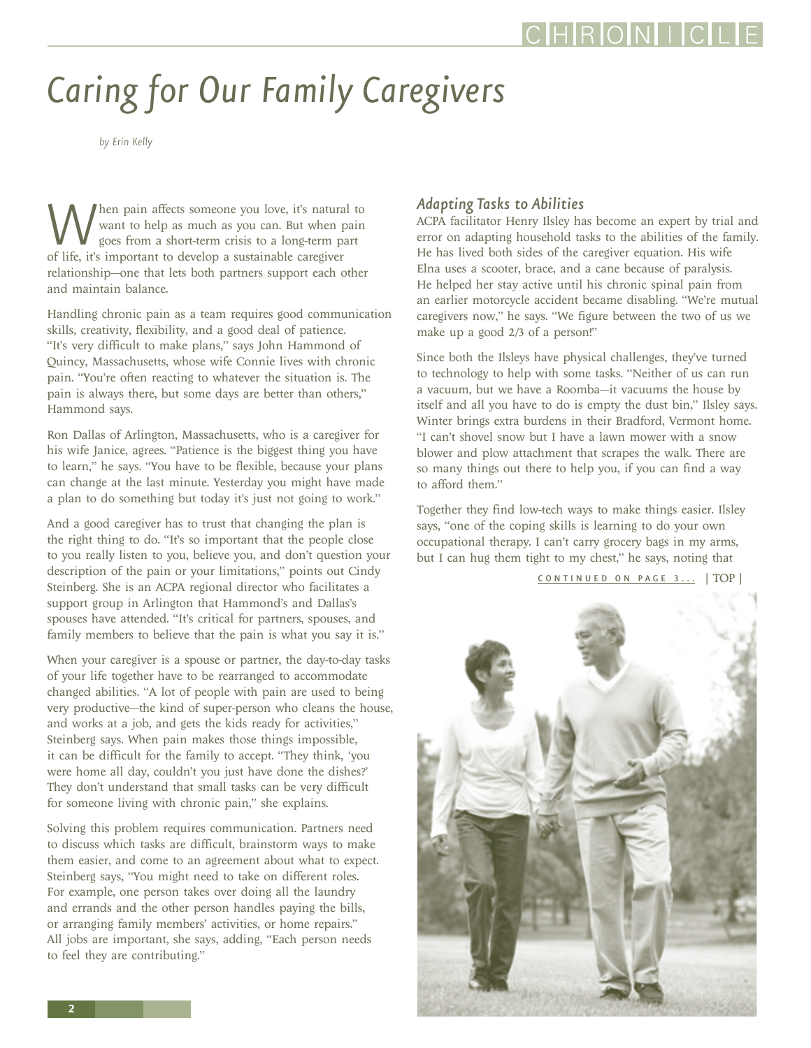# Caring for Our Family Caregivers

*by Erin Kelly*

When pain affects someone you love, it's natural to want to help as much as you can. But when pain goes from a short-term crisis to a long-term part of life, it's important to develop a sustainable caregiver relationship—one that lets both partners support each other and maintain balance.

Handling chronic pain as a team requires good communication skills, creativity, flexibility, and a good deal of patience. "It's very difficult to make plans," says John Hammond of Quincy, Massachusetts, whose wife Connie lives with chronic pain. "You're often reacting to whatever the situation is. The pain is always there, but some days are better than others," Hammond says.

Ron Dallas of Arlington, Massachusetts, who is a caregiver for his wife Janice, agrees. "Patience is the biggest thing you have to learn," he says. "You have to be flexible, because your plans can change at the last minute. Yesterday you might have made a plan to do something but today it's just not going to work."

And a good caregiver has to trust that changing the plan is the right thing to do. "It's so important that the people close to you really listen to you, believe you, and don't question your description of the pain or your limitations," points out Cindy Steinberg. She is an ACPA regional director who facilitates a support group in Arlington that Hammond's and Dallas's spouses have attended. "It's critical for partners, spouses, and family members to believe that the pain is what you say it is."

When your caregiver is a spouse or partner, the day-to-day tasks of your life together have to be rearranged to accommodate changed abilities. "A lot of people with pain are used to being very productive—the kind of super-person who cleans the house, and works at a job, and gets the kids ready for activities," Steinberg says. When pain makes those things impossible, it can be difficult for the family to accept. "They think, 'you were home all day, couldn't you just have done the dishes?' They don't understand that small tasks can be very difficult for someone living with chronic pain," she explains.

Solving this problem requires communication. Partners need to discuss which tasks are difficult, brainstorm ways to make them easier, and come to an agreement about what to expect. Steinberg says, "You might need to take on different roles. For example, one person takes over doing all the laundry and errands and the other person handles paying the bills, or arranging family members' activities, or home repairs." All jobs are important, she says, adding, "Each person needs to feel they are contributing."

## *Adapting Tasks to Abilities*

ACPA facilitator Henry Ilsley has become an expert by trial and error on adapting household tasks to the abilities of the family. He has lived both sides of the caregiver equation. His wife Elna uses a scooter, brace, and a cane because of paralysis. He helped her stay active until his chronic spinal pain from an earlier motorcycle accident became disabling. "We're mutual caregivers now," he says. "We figure between the two of us we make up a good 2/3 of a person!"

Since both the Ilsleys have physical challenges, they've turned to technology to help with some tasks. "Neither of us can run a vacuum, but we have a Roomba—it vacuums the house by itself and all you have to do is empty the dust bin," Ilsley says. Winter brings extra burdens in their Bradford, Vermont home. "I can't shovel snow but I have a lawn mower with a snow blower and plow attachment that scrapes the walk. There are so many things out there to help you, if you can find a way to afford them."

Together they find low-tech ways to make things easier. Ilsley says, "one of the coping skills is learning to do your own occupational therapy. I can't carry grocery bags in my arms, but I can hug them tight to my chest," he says, noting that

CONTINUED ON PAGE 3... | TOP |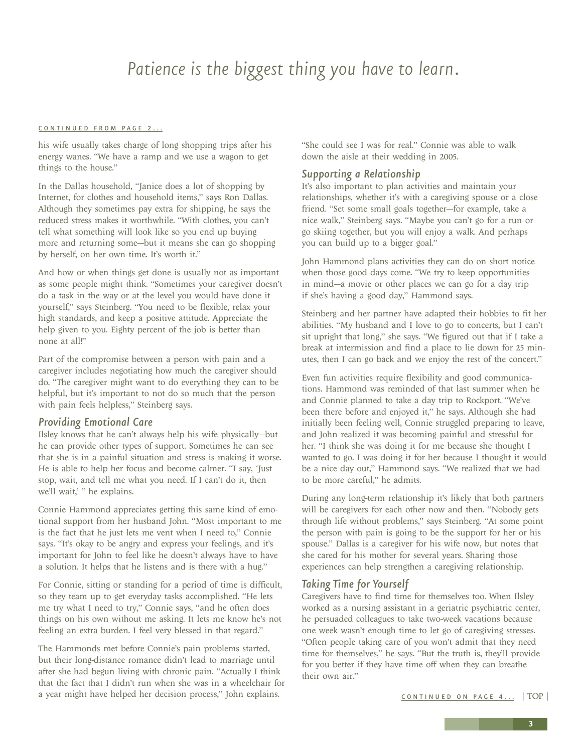*Patience is the biggest thing you have to learn.*

CONTINUED FROM PAGE 2...

his wife usually takes charge of long shopping trips after his energy wanes. "We have a ramp and we use a wagon to get things to the house."

In the Dallas household, "Janice does a lot of shopping by Internet, for clothes and household items," says Ron Dallas. Although they sometimes pay extra for shipping, he says the reduced stress makes it worthwhile. "With clothes, you can't tell what something will look like so you end up buying more and returning some—but it means she can go shopping by herself, on her own time. It's worth it."

And how or when things get done is usually not as important as some people might think. "Sometimes your caregiver doesn't do a task in the way or at the level you would have done it yourself," says Steinberg. "You need to be flexible, relax your high standards, and keep a positive attitude. Appreciate the help given to you. Eighty percent of the job is better than none at all!"

Part of the compromise between a person with pain and a caregiver includes negotiating how much the caregiver should do. "The caregiver might want to do everything they can to be helpful, but it's important to not do so much that the person with pain feels helpless," Steinberg says.

## Providing Emotional Care

Ilsley knows that he can't always help his wife physically—but he can provide other types of support. Sometimes he can see that she is in a painful situation and stress is making it worse. He is able to help her focus and become calmer. "I say, 'Just stop, wait, and tell me what you need. If I can't do it, then we'll wait,' " he explains.

Connie Hammond appreciates getting this same kind of emotional support from her husband John. "Most important to me is the fact that he just lets me vent when I need to," Connie says. "It's okay to be angry and express your feelings, and it's important for John to feel like he doesn't always have to have a solution. It helps that he listens and is there with a hug."

For Connie, sitting or standing for a period of time is difficult, so they team up to get everyday tasks accomplished. "He lets me try what I need to try," Connie says, "and he often does things on his own without me asking. It lets me know he's not feeling an extra burden. I feel very blessed in that regard."

The Hammonds met before Connie's pain problems started, but their long-distance romance didn't lead to marriage until after she had begun living with chronic pain. "Actually I think that the fact that I didn't run when she was in a wheelchair for a year might have helped her decision process," John explains. "She could see I was for real." Connie was able to walk down the aisle at their wedding in 2005.

## Supporting a Relationship

It's also important to plan activities and maintain your relationships, whether it's with a caregiving spouse or a close friend. "Set some small goals together—for example, take a nice walk," Steinberg says. "Maybe you can't go for a run or go skiing together, but you will enjoy a walk. And perhaps you can build up to a bigger goal."

John Hammond plans activities they can do on short notice when those good days come. "We try to keep opportunities in mind—a movie or other places we can go for a day trip if she's having a good day," Hammond says.

Steinberg and her partner have adapted their hobbies to fit her abilities. "My husband and I love to go to concerts, but I can't sit upright that long," she says. "We figured out that if I take a break at intermission and find a place to lie down for 25 minutes, then I can go back and we enjoy the rest of the concert."

Even fun activities require flexibility and good communications. Hammond was reminded of that last summer when he and Connie planned to take a day trip to Rockport. "We've been there before and enjoyed it," he says. Although she had initially been feeling well, Connie struggled preparing to leave, and John realized it was becoming painful and stressful for her. "I think she was doing it for me because she thought I wanted to go. I was doing it for her because I thought it would be a nice day out," Hammond says. "We realized that we had to be more careful," he admits.

During any long-term relationship it's likely that both partners will be caregivers for each other now and then. "Nobody gets through life without problems," says Steinberg. "At some point the person with pain is going to be the support for her or his spouse." Dallas is a caregiver for his wife now, but notes that she cared for his mother for several years. Sharing those experiences can help strengthen a caregiving relationship.

## Taking Time for Yourself

Caregivers have to find time for themselves too. When Ilsley worked as a nursing assistant in a geriatric psychiatric center, he persuaded colleagues to take two-week vacations because one week wasn't enough time to let go of caregiving stresses. "Often people taking care of you won't admit that they need time for themselves," he says. "But the truth is, they'll provide for you better if they have time off when they can breathe their own air."

CONTINUED ON PAGE 4... | TOP |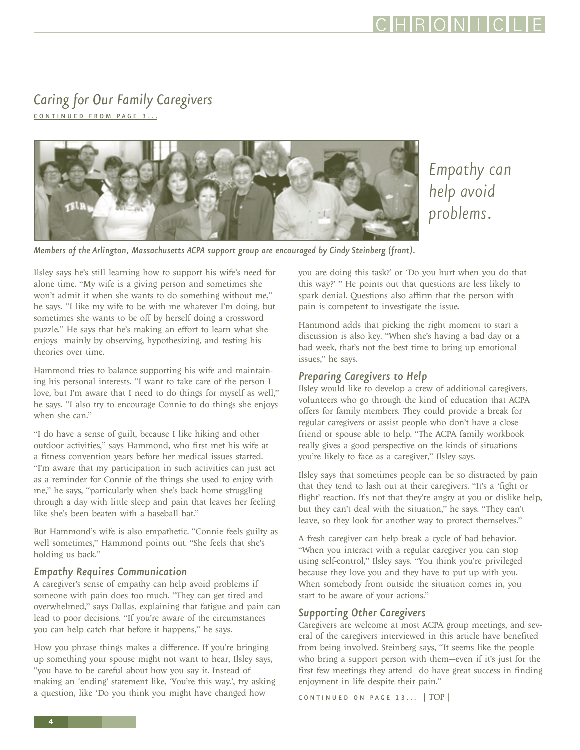## *Caring for Our Family Caregivers*

CONTINUED FROM PAGE 3...

*Empathy can help avoid problems.*

*Members of the Arlington, Massachusetts ACPA support group are encouraged by Cindy Steinberg (front).*

Ilsley says he's still learning how to support his wife's need for alone time. "My wife is a giving person and sometimes she won't admit it when she wants to do something without me," he says. "I like my wife to be with me whatever I'm doing, but sometimes she wants to be off by herself doing a crossword puzzle." He says that he's making an effort to learn what she enjoys—mainly by observing, hypothesizing, and testing his theories over time.

Hammond tries to balance supporting his wife and maintaining his personal interests. "I want to take care of the person I love, but I'm aware that I need to do things for myself as well," he says. "I also try to encourage Connie to do things she enjoys when she can."

"I do have a sense of guilt, because I like hiking and other outdoor activities," says Hammond, who first met his wife at a fitness convention years before her medical issues started. "I'm aware that my participation in such activities can just act as a reminder for Connie of the things she used to enjoy with me," he says, "particularly when she's back home struggling through a day with little sleep and pain that leaves her feeling like she's been beaten with a baseball bat."

But Hammond's wife is also empathetic. "Connie feels guilty as well sometimes," Hammond points out. "She feels that she's holding us back."

### *Empathy Requires Communication*

A caregiver's sense of empathy can help avoid problems if someone with pain does too much. "They can get tired and overwhelmed," says Dallas, explaining that fatigue and pain can lead to poor decisions. "If you're aware of the circumstances you can help catch that before it happens," he says.

How you phrase things makes a difference. If you're bringing up something your spouse might not want to hear, Ilsley says, "you have to be careful about how you say it. Instead of making an 'ending' statement like, 'You're this way.', try asking a question, like 'Do you think you might have changed how you are doing this task?' or 'Do you hurt when you do that this way?' " He points out that questions are less likely to spark denial. Questions also affirm that the person with pain is competent to investigate the issue.

Hammond adds that picking the right moment to start a discussion is also key. "When she's having a bad day or a bad week, that's not the best time to bring up emotional issues," he says.

### *Preparing Caregivers to Help*

Ilsley would like to develop a crew of additional caregivers, volunteers who go through the kind of education that ACPA offers for family members. They could provide a break for regular caregivers or assist people who don't have a close friend or spouse able to help. "The ACPA family workbook really gives a good perspective on the kinds of situations you're likely to face as a caregiver," Ilsley says.

Ilsley says that sometimes people can be so distracted by pain that they tend to lash out at their caregivers. "It's a 'fight or flight' reaction. It's not that they're angry at you or dislike help, but they can't deal with the situation," he says. "They can't leave, so they look for another way to protect themselves."

A fresh caregiver can help break a cycle of bad behavior. "When you interact with a regular caregiver you can stop using self-control," Ilsley says. "You think you're privileged because they love you and they have to put up with you. When somebody from outside the situation comes in, you start to be aware of your actions."

### *Supporting Other Caregivers*

Caregivers are welcome at most ACPA group meetings, and several of the caregivers interviewed in this article have benefited from being involved. Steinberg says, "It seems like the people who bring a support person with them—even if it's just for the first few meetings they attend—do have great success in finding enjoyment in life despite their pain."

CONTINUED ON PAGE 13... | TOP |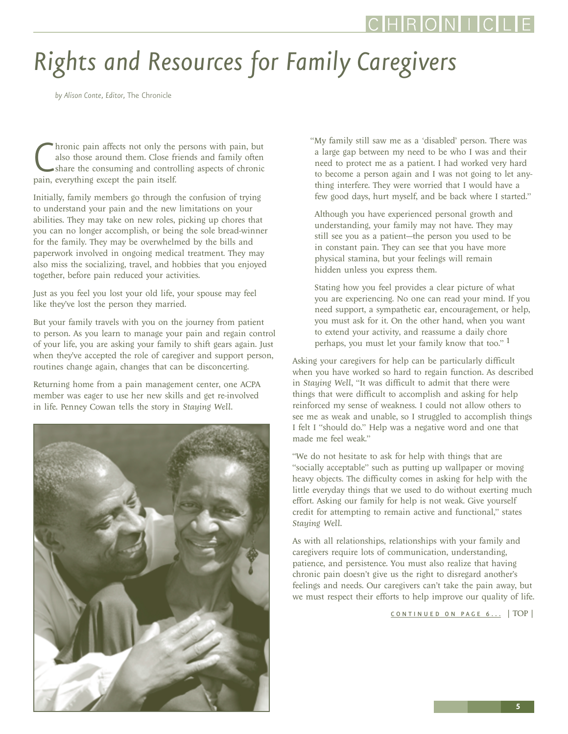# Rights and Resources for Family Caregivers

*by Alison Conte, Editor,* The Chronicle

Chronic pain affects not only the persons with pain, but also those around them. Close friends and family often share the consuming and controlling aspects of chronic pain, everything except the pain itself.

Initially, family members go through the confusion of trying to understand your pain and the new limitations on your abilities. They may take on new roles, picking up chores that you can no longer accomplish, or being the sole bread-winner for the family. They may be overwhelmed by the bills and paperwork involved in ongoing medical treatment. They may also miss the socializing, travel, and hobbies that you enjoyed together, before pain reduced your activities.

Just as you feel you lost your old life, your spouse may feel like they've lost the person they married.

But your family travels with you on the journey from patient to person. As you learn to manage your pain and regain control of your life, you are asking your family to shift gears again. Just when they've accepted the role of caregiver and support person, routines change again, changes that can be disconcerting.

Returning home from a pain management center, one ACPA member was eager to use her new skills and get re-involved in life. Penney Cowan tells the story in *Staying Well*.

> "My family still saw me as a 'disabled' person. There was a large gap between my need to be who I was and their need to protect me as a patient. I had worked very hard to become a person again and I was not going to let anything interfere. They were worried that I would have a few good days, hurt myself, and be back where I started."
>
> Although you have experienced personal growth and understanding, your family may not have. They may still see you as a patient—the person you used to be in constant pain. They can see that you have more physical stamina, but your feelings will remain hidden unless you express them.
>
> Stating how you feel provides a clear picture of what you are experiencing. No one can read your mind. If you need support, a sympathetic ear, encouragement, or help, you must ask for it. On the other hand, when you want to extend your activity, and reassume a daily chore perhaps, you must let your family know that too." [1]

Asking your caregivers for help can be particularly difficult when you have worked so hard to regain function. As described in *Staying Well*, "It was difficult to admit that there were things that were difficult to accomplish and asking for help reinforced my sense of weakness. I could not allow others to see me as weak and unable, so I struggled to accomplish things I felt I "should do." Help was a negative word and one that made me feel weak."

"We do not hesitate to ask for help with things that are "socially acceptable" such as putting up wallpaper or moving heavy objects. The difficulty comes in asking for help with the little everyday things that we used to do without exerting much effort. Asking our family for help is not weak. Give yourself credit for attempting to remain active and functional," states *Staying Well*.

As with all relationships, relationships with your family and caregivers require lots of communication, understanding, patience, and persistence. You must also realize that having chronic pain doesn't give us the right to disregard another's feelings and needs. Our caregivers can't take the pain away, but we must respect their efforts to help improve our quality of life.

CONTINUED ON PAGE 6... | TOP |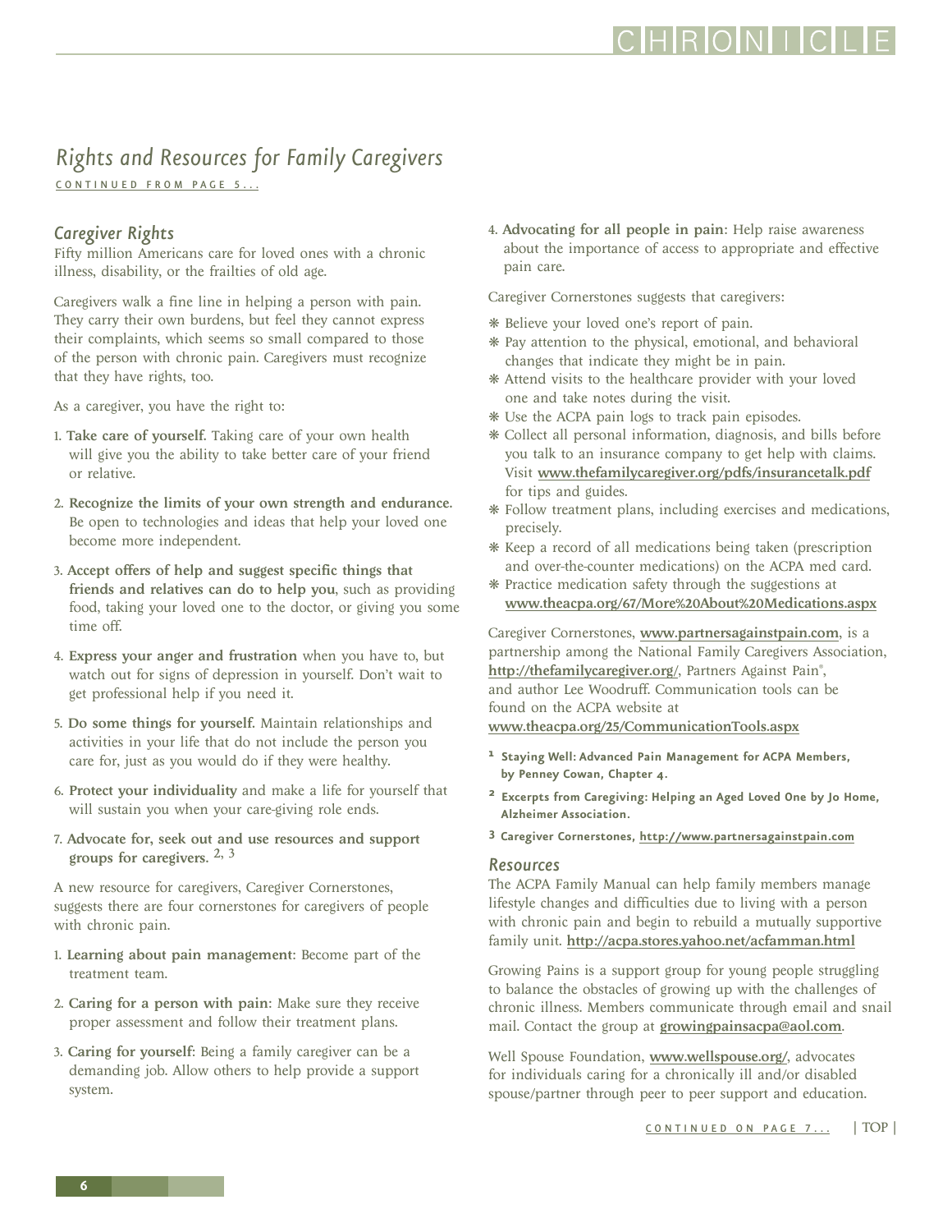## Rights and Resources for Family Caregivers

CONTINUED FROM PAGE 5...

### Caregiver Rights

Fifty million Americans care for loved ones with a chronic illness, disability, or the frailties of old age.

Caregivers walk a fine line in helping a person with pain. They carry their own burdens, but feel they cannot express their complaints, which seems so small compared to those of the person with chronic pain. Caregivers must recognize that they have rights, too.

As a caregiver, you have the right to:

1. **Take care of yourself.** Taking care of your own health will give you the ability to take better care of your friend or relative.
2. **Recognize the limits of your own strength and endurance.** Be open to technologies and ideas that help your loved one become more independent.
3. **Accept offers of help and suggest specific things that friends and relatives can do to help you**, such as providing food, taking your loved one to the doctor, or giving you some time off.
4. **Express your anger and frustration** when you have to, but watch out for signs of depression in yourself. Don't wait to get professional help if you need it.
5. **Do some things for yourself.** Maintain relationships and activities in your life that do not include the person you care for, just as you would do if they were healthy.
6. **Protect your individuality** and make a life for yourself that will sustain you when your care-giving role ends.
7. **Advocate for, seek out and use resources and support groups for caregivers.** [2, 3]

A new resource for caregivers, Caregiver Cornerstones, suggests there are four cornerstones for caregivers of people with chronic pain.

1. **Learning about pain management**: Become part of the treatment team.
2. **Caring for a person with pain**: Make sure they receive proper assessment and follow their treatment plans.
3. **Caring for yourself**: Being a family caregiver can be a demanding job. Allow others to help provide a support system.
4. **Advocating for all people in pain**: Help raise awareness about the importance of access to appropriate and effective pain care.

Caregiver Cornerstones suggests that caregivers:

- Believe your loved one's report of pain.
- Pay attention to the physical, emotional, and behavioral changes that indicate they might be in pain.
- Attend visits to the healthcare provider with your loved one and take notes during the visit.
- Use the ACPA pain logs to track pain episodes.
- Collect all personal information, diagnosis, and bills before you talk to an insurance company to get help with claims. Visit **www.thefamilycaregiver.org/pdfs/insurancetalk.pdf** for tips and guides.
- Follow treatment plans, including exercises and medications, precisely.
- Keep a record of all medications being taken (prescription and over-the-counter medications) on the ACPA med card.
- Practice medication safety through the suggestions at **www.theacpa.org/67/More%20About%20Medications.aspx**

Caregiver Cornerstones, **www.partnersagainstpain.com**, is a partnership among the National Family Caregivers Association, **http://thefamilycaregiver.org/**, Partners Against Pain®, and author Lee Woodruff. Communication tools can be found on the ACPA website at **www.theacpa.org/25/CommunicationTools.aspx**

[1] **Staying Well: Advanced Pain Management for ACPA Members, by Penney Cowan, Chapter 4.**

[2] **Excerpts from Caregiving: Helping an Aged Loved One by Jo Home, Alzheimer Association.**

[3] **Caregiver Cornerstones, http://www.partnersagainstpain.com**

### Resources

The ACPA Family Manual can help family members manage lifestyle changes and difficulties due to living with a person with chronic pain and begin to rebuild a mutually supportive family unit. **http://acpa.stores.yahoo.net/acfamman.html**

Growing Pains is a support group for young people struggling to balance the obstacles of growing up with the challenges of chronic illness. Members communicate through email and snail mail. Contact the group at **growingpainsacpa@aol.com**.

Well Spouse Foundation, **www.wellspouse.org/**, advocates for individuals caring for a chronically ill and/or disabled spouse/partner through peer to peer support and education.

CONTINUED ON PAGE 7...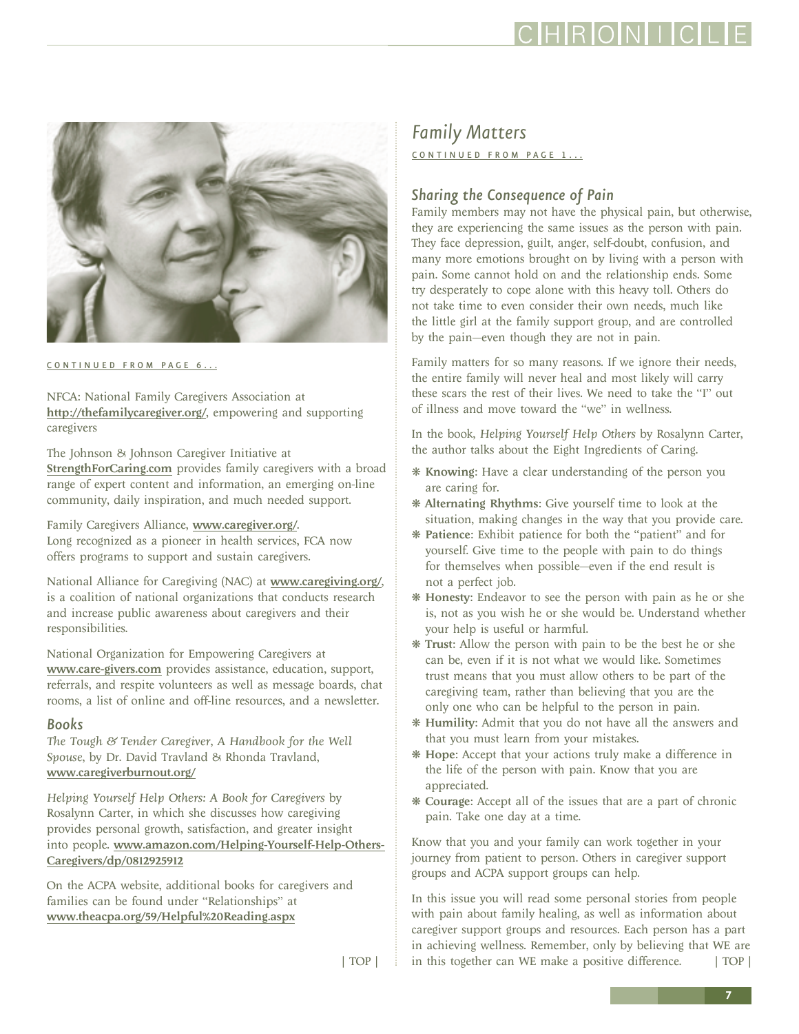CONTINUED FROM PAGE 6...

NFCA: National Family Caregivers Association at **http://thefamilycaregiver.org/**, empowering and supporting caregivers

The Johnson & Johnson Caregiver Initiative at **StrengthForCaring.com** provides family caregivers with a broad range of expert content and information, an emerging on-line community, daily inspiration, and much needed support.

Family Caregivers Alliance, **www.caregiver.org/**. Long recognized as a pioneer in health services, FCA now offers programs to support and sustain caregivers.

National Alliance for Caregiving (NAC) at **www.caregiving.org/**, is a coalition of national organizations that conducts research and increase public awareness about caregivers and their responsibilities.

National Organization for Empowering Caregivers at **www.care-givers.com** provides assistance, education, support, referrals, and respite volunteers as well as message boards, chat rooms, a list of online and off-line resources, and a newsletter.

### Books

*The Tough & Tender Caregiver, A Handbook for the Well Spouse*, by Dr. David Travland & Rhonda Travland, **www.caregiverburnout.org/**

*Helping Yourself Help Others: A Book for Caregivers* by Rosalynn Carter, in which she discusses how caregiving provides personal growth, satisfaction, and greater insight into people. **www.amazon.com/Helping-Yourself-Help-Others-Caregivers/dp/0812925912**

On the ACPA website, additional books for caregivers and families can be found under "Relationships" at **www.theacpa.org/59/Helpful%20Reading.aspx**

| TOP |

## Family Matters

CONTINUED FROM PAGE 1...

### Sharing the Consequence of Pain

Family members may not have the physical pain, but otherwise, they are experiencing the same issues as the person with pain. They face depression, guilt, anger, self-doubt, confusion, and many more emotions brought on by living with a person with pain. Some cannot hold on and the relationship ends. Some try desperately to cope alone with this heavy toll. Others do not take time to even consider their own needs, much like the little girl at the family support group, and are controlled by the pain—even though they are not in pain.

Family matters for so many reasons. If we ignore their needs, the entire family will never heal and most likely will carry these scars the rest of their lives. We need to take the "I" out of illness and move toward the "we" in wellness.

In the book, *Helping Yourself Help Others* by Rosalynn Carter, the author talks about the Eight Ingredients of Caring.

- **Knowing**: Have a clear understanding of the person you are caring for.
- **Alternating Rhythms**: Give yourself time to look at the situation, making changes in the way that you provide care.
- **Patience**: Exhibit patience for both the "patient" and for yourself. Give time to the people with pain to do things for themselves when possible—even if the end result is not a perfect job.
- **Honesty**: Endeavor to see the person with pain as he or she is, not as you wish he or she would be. Understand whether your help is useful or harmful.
- **Trust**: Allow the person with pain to be the best he or she can be, even if it is not what we would like. Sometimes trust means that you must allow others to be part of the caregiving team, rather than believing that you are the only one who can be helpful to the person in pain.
- **Humility**: Admit that you do not have all the answers and that you must learn from your mistakes.
- **Hope**: Accept that your actions truly make a difference in the life of the person with pain. Know that you are appreciated.
- **Courage**: Accept all of the issues that are a part of chronic pain. Take one day at a time.

Know that you and your family can work together in your journey from patient to person. Others in caregiver support groups and ACPA support groups can help.

In this issue you will read some personal stories from people with pain about family healing, as well as information about caregiver support groups and resources. Each person has a part in achieving wellness. Remember, only by believing that WE are in this together can WE make a positive difference. | TOP |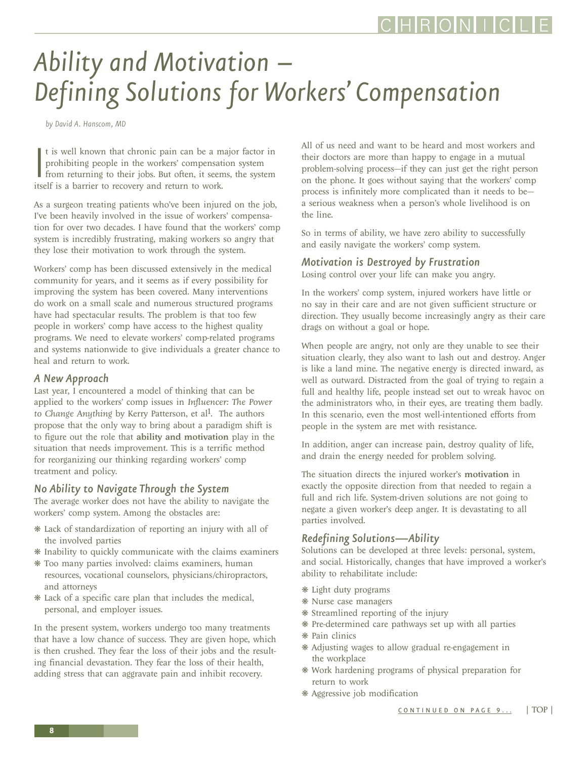# Ability and Motivation – Defining Solutions for Workers' Compensation

*by David A. Hanscom, MD*

It is well known that chronic pain can be a major factor in prohibiting people in the workers' compensation system from returning to their jobs. But often, it seems, the system itself is a barrier to recovery and return to work.

As a surgeon treating patients who've been injured on the job, I've been heavily involved in the issue of workers' compensation for over two decades. I have found that the workers' comp system is incredibly frustrating, making workers so angry that they lose their motivation to work through the system.

Workers' comp has been discussed extensively in the medical community for years, and it seems as if every possibility for improving the system has been covered. Many interventions do work on a small scale and numerous structured programs have had spectacular results. The problem is that too few people in workers' comp have access to the highest quality programs. We need to elevate workers' comp-related programs and systems nationwide to give individuals a greater chance to heal and return to work.

## A New Approach

Last year, I encountered a model of thinking that can be applied to the workers' comp issues in *Influencer: The Power to Change Anything* by Kerry Patterson, et al[1]. The authors propose that the only way to bring about a paradigm shift is to figure out the role that **ability and motivation** play in the situation that needs improvement. This is a terrific method for reorganizing our thinking regarding workers' comp treatment and policy.

## No Ability to Navigate Through the System

The average worker does not have the ability to navigate the workers' comp system. Among the obstacles are:

- Lack of standardization of reporting an injury with all of the involved parties
- Inability to quickly communicate with the claims examiners
- Too many parties involved: claims examiners, human resources, vocational counselors, physicians/chiropractors, and attorneys
- Lack of a specific care plan that includes the medical, personal, and employer issues.

In the present system, workers undergo too many treatments that have a low chance of success. They are given hope, which is then crushed. They fear the loss of their jobs and the resulting financial devastation. They fear the loss of their health, adding stress that can aggravate pain and inhibit recovery.

All of us need and want to be heard and most workers and their doctors are more than happy to engage in a mutual problem-solving process—if they can just get the right person on the phone. It goes without saying that the workers' comp process is infinitely more complicated than it needs to be—a serious weakness when a person's whole livelihood is on the line.

So in terms of ability, we have zero ability to successfully and easily navigate the workers' comp system.

## Motivation is Destroyed by Frustration

Losing control over your life can make you angry.

In the workers' comp system, injured workers have little or no say in their care and are not given sufficient structure or direction. They usually become increasingly angry as their care drags on without a goal or hope.

When people are angry, not only are they unable to see their situation clearly, they also want to lash out and destroy. Anger is like a land mine. The negative energy is directed inward, as well as outward. Distracted from the goal of trying to regain a full and healthy life, people instead set out to wreak havoc on the administrators who, in their eyes, are treating them badly. In this scenario, even the most well-intentioned efforts from people in the system are met with resistance.

In addition, anger can increase pain, destroy quality of life, and drain the energy needed for problem solving.

The situation directs the injured worker's **motivation** in exactly the opposite direction from that needed to regain a full and rich life. System-driven solutions are not going to negate a given worker's deep anger. It is devastating to all parties involved.

## Redefining Solutions—Ability

Solutions can be developed at three levels: personal, system, and social. Historically, changes that have improved a worker's ability to rehabilitate include:

- Light duty programs
- Nurse case managers
- Streamlined reporting of the injury
- Pre-determined care pathways set up with all parties
- Pain clinics
- Adjusting wages to allow gradual re-engagement in the workplace
- Work hardening programs of physical preparation for return to work
- Aggressive job modification

CONTINUED ON PAGE 9...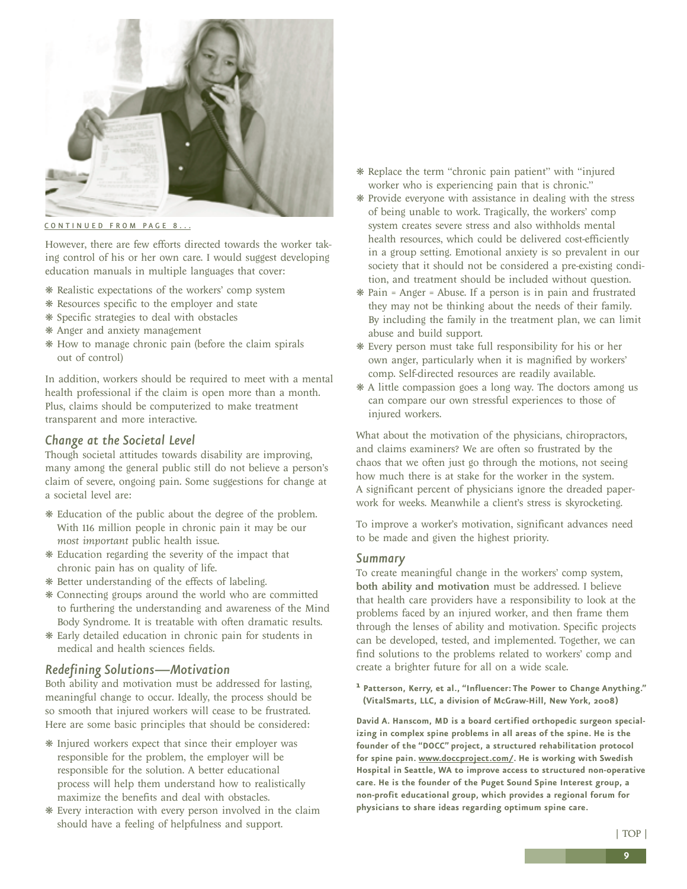CONTINUED FROM PAGE 8...

However, there are few efforts directed towards the worker taking control of his or her own care. I would suggest developing education manuals in multiple languages that cover:

- Realistic expectations of the workers' comp system
- Resources specific to the employer and state
- Specific strategies to deal with obstacles
- Anger and anxiety management
- How to manage chronic pain (before the claim spirals out of control)

In addition, workers should be required to meet with a mental health professional if the claim is open more than a month. Plus, claims should be computerized to make treatment transparent and more interactive.

### *Change at the Societal Level*

Though societal attitudes towards disability are improving, many among the general public still do not believe a person's claim of severe, ongoing pain. Some suggestions for change at a societal level are:

- Education of the public about the degree of the problem. With 116 million people in chronic pain it may be our *most important* public health issue.
- Education regarding the severity of the impact that chronic pain has on quality of life.
- Better understanding of the effects of labeling.
- Connecting groups around the world who are committed to furthering the understanding and awareness of the Mind Body Syndrome. It is treatable with often dramatic results.
- Early detailed education in chronic pain for students in medical and health sciences fields.

### *Redefining Solutions—Motivation*

Both ability and motivation must be addressed for lasting, meaningful change to occur. Ideally, the process should be so smooth that injured workers will cease to be frustrated. Here are some basic principles that should be considered:

- Injured workers expect that since their employer was responsible for the problem, the employer will be responsible for the solution. A better educational process will help them understand how to realistically maximize the benefits and deal with obstacles.
- Every interaction with every person involved in the claim should have a feeling of helpfulness and support.
- Replace the term "chronic pain patient" with "injured worker who is experiencing pain that is chronic."
- Provide everyone with assistance in dealing with the stress of being unable to work. Tragically, the workers' comp system creates severe stress and also withholds mental health resources, which could be delivered cost-efficiently in a group setting. Emotional anxiety is so prevalent in our society that it should not be considered a pre-existing condition, and treatment should be included without question.
- Pain = Anger = Abuse. If a person is in pain and frustrated they may not be thinking about the needs of their family. By including the family in the treatment plan, we can limit abuse and build support.
- Every person must take full responsibility for his or her own anger, particularly when it is magnified by workers' comp. Self-directed resources are readily available.
- A little compassion goes a long way. The doctors among us can compare our own stressful experiences to those of injured workers.

What about the motivation of the physicians, chiropractors, and claims examiners? We are often so frustrated by the chaos that we often just go through the motions, not seeing how much there is at stake for the worker in the system. A significant percent of physicians ignore the dreaded paperwork for weeks. Meanwhile a client's stress is skyrocketing.

To improve a worker's motivation, significant advances need to be made and given the highest priority.

### *Summary*

To create meaningful change in the workers' comp system, **both ability and motivation** must be addressed. I believe that health care providers have a responsibility to look at the problems faced by an injured worker, and then frame them through the lenses of ability and motivation. Specific projects can be developed, tested, and implemented. Together, we can find solutions to the problems related to workers' comp and create a brighter future for all on a wide scale.

**[1] Patterson, Kerry, et al., "Influencer: The Power to Change Anything." (VitalSmarts, LLC, a division of McGraw-Hill, New York, 2008)**

**David A. Hanscom, MD is a board certified orthopedic surgeon specializing in complex spine problems in all areas of the spine. He is the founder of the "DOCC" project, a structured rehabilitation protocol for spine pain. www.doccproject.com/. He is working with Swedish Hospital in Seattle, WA to improve access to structured non-operative care. He is the founder of the Puget Sound Spine Interest group, a non-profit educational group, which provides a regional forum for physicians to share ideas regarding optimum spine care.**

| TOP |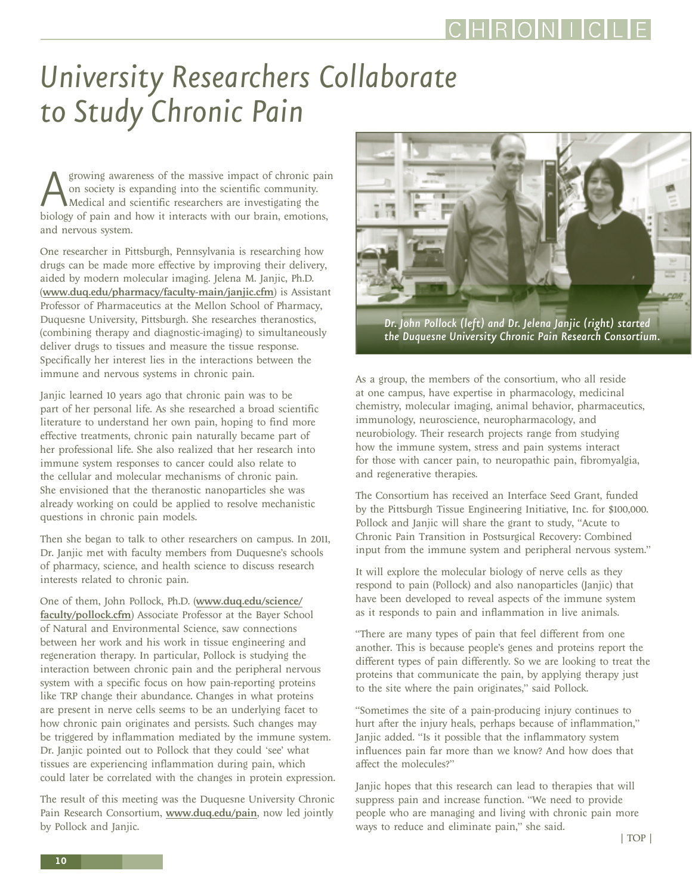# University Researchers Collaborate to Study Chronic Pain

A growing awareness of the massive impact of chronic pain on society is expanding into the scientific community. Medical and scientific researchers are investigating the biology of pain and how it interacts with our brain, emotions, and nervous system.

One researcher in Pittsburgh, Pennsylvania is researching how drugs can be made more effective by improving their delivery, aided by modern molecular imaging. Jelena M. Janjic, Ph.D. (**www.duq.edu/pharmacy/faculty-main/janjic.cfm**) is Assistant Professor of Pharmaceutics at the Mellon School of Pharmacy, Duquesne University, Pittsburgh. She researches theranostics, (combining therapy and diagnostic-imaging) to simultaneously deliver drugs to tissues and measure the tissue response. Specifically her interest lies in the interactions between the immune and nervous systems in chronic pain.

Janjic learned 10 years ago that chronic pain was to be part of her personal life. As she researched a broad scientific literature to understand her own pain, hoping to find more effective treatments, chronic pain naturally became part of her professional life. She also realized that her research into immune system responses to cancer could also relate to the cellular and molecular mechanisms of chronic pain. She envisioned that the theranostic nanoparticles she was already working on could be applied to resolve mechanistic questions in chronic pain models.

Then she began to talk to other researchers on campus. In 2011, Dr. Janjic met with faculty members from Duquesne's schools of pharmacy, science, and health science to discuss research interests related to chronic pain.

One of them, John Pollock, Ph.D. (**www.duq.edu/science/faculty/pollock.cfm**) Associate Professor at the Bayer School of Natural and Environmental Science, saw connections between her work and his work in tissue engineering and regeneration therapy. In particular, Pollock is studying the interaction between chronic pain and the peripheral nervous system with a specific focus on how pain-reporting proteins like TRP change their abundance. Changes in what proteins are present in nerve cells seems to be an underlying facet to how chronic pain originates and persists. Such changes may be triggered by inflammation mediated by the immune system. Dr. Janjic pointed out to Pollock that they could 'see' what tissues are experiencing inflammation during pain, which could later be correlated with the changes in protein expression.

The result of this meeting was the Duquesne University Chronic Pain Research Consortium, **www.duq.edu/pain**, now led jointly by Pollock and Janjic.

*Dr. John Pollock (left) and Dr. Jelena Janjic (right) started the Duquesne University Chronic Pain Research Consortium.*

As a group, the members of the consortium, who all reside at one campus, have expertise in pharmacology, medicinal chemistry, molecular imaging, animal behavior, pharmaceutics, immunology, neuroscience, neuropharmacology, and neurobiology. Their research projects range from studying how the immune system, stress and pain systems interact for those with cancer pain, to neuropathic pain, fibromyalgia, and regenerative therapies.

The Consortium has received an Interface Seed Grant, funded by the Pittsburgh Tissue Engineering Initiative, Inc. for $100,000. Pollock and Janjic will share the grant to study, "Acute to Chronic Pain Transition in Postsurgical Recovery: Combined input from the immune system and peripheral nervous system."

It will explore the molecular biology of nerve cells as they respond to pain (Pollock) and also nanoparticles (Janjic) that have been developed to reveal aspects of the immune system as it responds to pain and inflammation in live animals.

"There are many types of pain that feel different from one another. This is because people's genes and proteins report the different types of pain differently. So we are looking to treat the proteins that communicate the pain, by applying therapy just to the site where the pain originates," said Pollock.

"Sometimes the site of a pain-producing injury continues to hurt after the injury heals, perhaps because of inflammation," Janjic added. "Is it possible that the inflammatory system influences pain far more than we know? And how does that affect the molecules?"

Janjic hopes that this research can lead to therapies that will suppress pain and increase function. "We need to provide people who are managing and living with chronic pain more ways to reduce and eliminate pain," she said.

| TOP |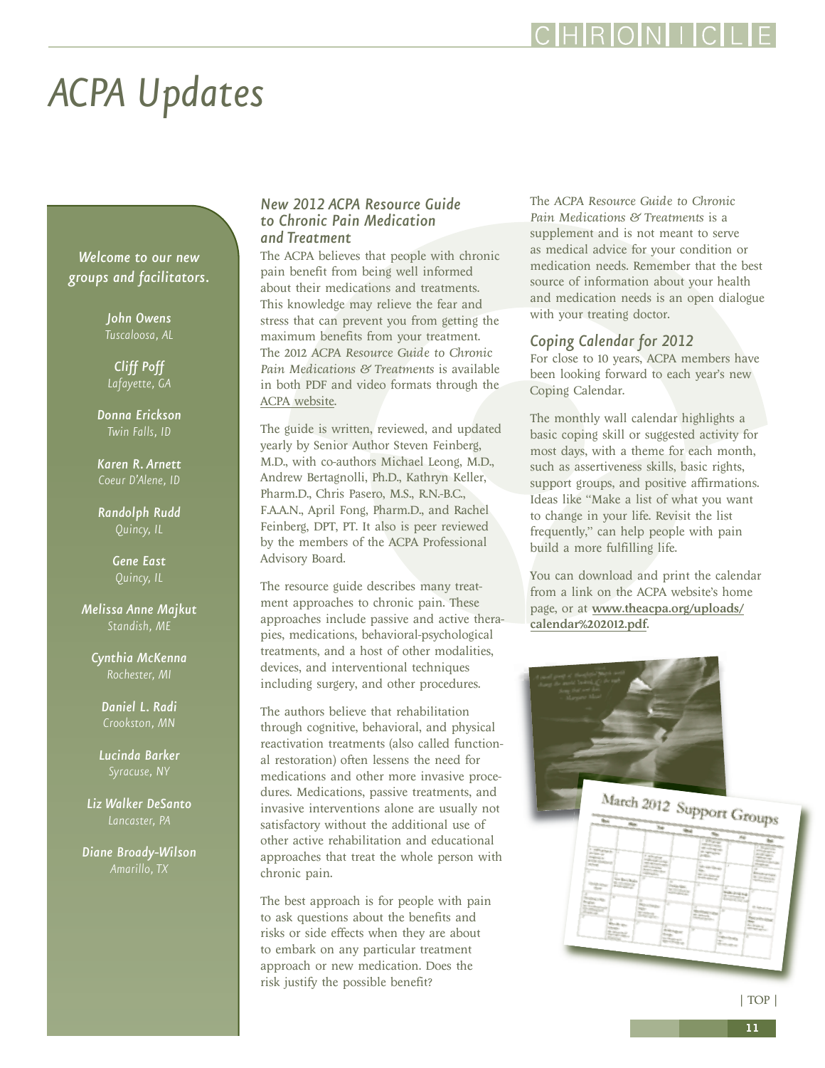# ACPA Updates

*Welcome to our new groups and facilitators.*

**John Owens**
*Tuscaloosa, AL*

**Cliff Poff**
*Lafayette, GA*

**Donna Erickson**
*Twin Falls, ID*

**Karen R. Arnett**
*Coeur D'Alene, ID*

**Randolph Rudd**
*Quincy, IL*

**Gene East**
*Quincy, IL*

**Melissa Anne Majkut**
*Standish, ME*

**Cynthia McKenna**
*Rochester, MI*

**Daniel L. Radi**
*Crookston, MN*

**Lucinda Barker**
*Syracuse, NY*

**Liz Walker DeSanto**
*Lancaster, PA*

**Diane Broady-Wilson**
*Amarillo, TX*

## New 2012 ACPA Resource Guide to Chronic Pain Medication and Treatment

The ACPA believes that people with chronic pain benefit from being well informed about their medications and treatments. This knowledge may relieve the fear and stress that can prevent you from getting the maximum benefits from your treatment. The 2012 *ACPA Resource Guide to Chronic Pain Medications & Treatments* is available in both PDF and video formats through the ACPA website.

The guide is written, reviewed, and updated yearly by Senior Author Steven Feinberg, M.D., with co-authors Michael Leong, M.D., Andrew Bertagnolli, Ph.D., Kathryn Keller, Pharm.D., Chris Pasero, M.S., R.N.-B.C., F.A.A.N., April Fong, Pharm.D., and Rachel Feinberg, DPT, PT. It also is peer reviewed by the members of the ACPA Professional Advisory Board.

The resource guide describes many treatment approaches to chronic pain. These approaches include passive and active therapies, medications, behavioral-psychological treatments, and a host of other modalities, devices, and interventional techniques including surgery, and other procedures.

The authors believe that rehabilitation through cognitive, behavioral, and physical reactivation treatments (also called functional restoration) often lessens the need for medications and other more invasive procedures. Medications, passive treatments, and invasive interventions alone are usually not satisfactory without the additional use of other active rehabilitation and educational approaches that treat the whole person with chronic pain.

The best approach is for people with pain to ask questions about the benefits and risks or side effects when they are about to embark on any particular treatment approach or new medication. Does the risk justify the possible benefit?

The *ACPA Resource Guide to Chronic Pain Medications & Treatments* is a supplement and is not meant to serve as medical advice for your condition or medication needs. Remember that the best source of information about your health and medication needs is an open dialogue with your treating doctor.

## Coping Calendar for 2012

For close to 10 years, ACPA members have been looking forward to each year's new Coping Calendar.

The monthly wall calendar highlights a basic coping skill or suggested activity for most days, with a theme for each month, such as assertiveness skills, basic rights, support groups, and positive affirmations. Ideas like "Make a list of what you want to change in your life. Revisit the list frequently," can help people with pain build a more fulfilling life.

You can download and print the calendar from a link on the ACPA website's home page, or at **www.theacpa.org/uploads/calendar%202012.pdf**.

| TOP |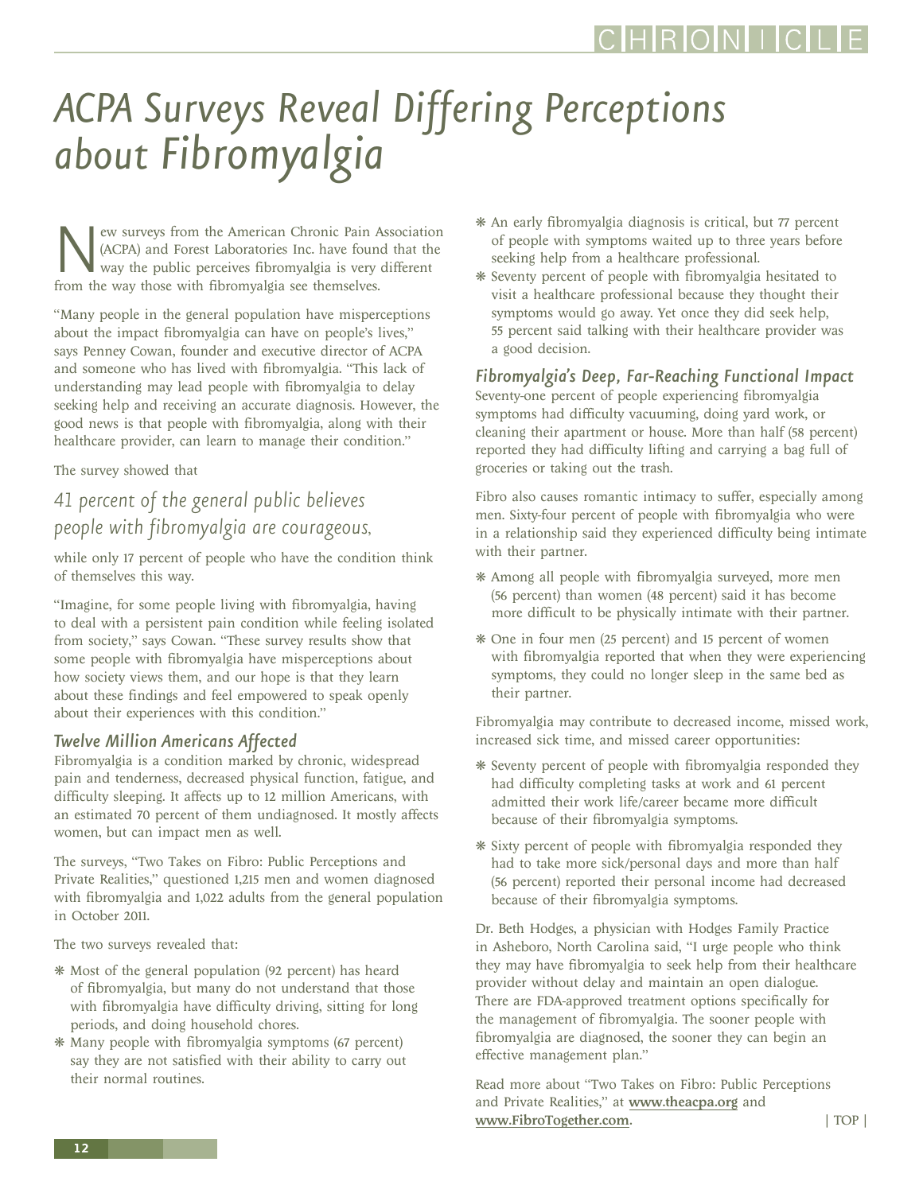# ACPA Surveys Reveal Differing Perceptions about Fibromyalgia

New surveys from the American Chronic Pain Association (ACPA) and Forest Laboratories Inc. have found that the way the public perceives fibromyalgia is very different from the way those with fibromyalgia see themselves.

"Many people in the general population have misperceptions about the impact fibromyalgia can have on people's lives," says Penney Cowan, founder and executive director of ACPA and someone who has lived with fibromyalgia. "This lack of understanding may lead people with fibromyalgia to delay seeking help and receiving an accurate diagnosis. However, the good news is that people with fibromyalgia, along with their healthcare provider, can learn to manage their condition."

The survey showed that

*41 percent of the general public believes people with fibromyalgia are courageous,*

while only 17 percent of people who have the condition think of themselves this way.

"Imagine, for some people living with fibromyalgia, having to deal with a persistent pain condition while feeling isolated from society," says Cowan. "These survey results show that some people with fibromyalgia have misperceptions about how society views them, and our hope is that they learn about these findings and feel empowered to speak openly about their experiences with this condition."

### Twelve Million Americans Affected

Fibromyalgia is a condition marked by chronic, widespread pain and tenderness, decreased physical function, fatigue, and difficulty sleeping. It affects up to 12 million Americans, with an estimated 70 percent of them undiagnosed. It mostly affects women, but can impact men as well.

The surveys, "Two Takes on Fibro: Public Perceptions and Private Realities," questioned 1,215 men and women diagnosed with fibromyalgia and 1,022 adults from the general population in October 2011.

The two surveys revealed that:

- Most of the general population (92 percent) has heard of fibromyalgia, but many do not understand that those with fibromyalgia have difficulty driving, sitting for long periods, and doing household chores.
- Many people with fibromyalgia symptoms (67 percent) say they are not satisfied with their ability to carry out their normal routines.
- An early fibromyalgia diagnosis is critical, but 77 percent of people with symptoms waited up to three years before seeking help from a healthcare professional.
- Seventy percent of people with fibromyalgia hesitated to visit a healthcare professional because they thought their symptoms would go away. Yet once they did seek help, 55 percent said talking with their healthcare provider was a good decision.

### Fibromyalgia's Deep, Far-Reaching Functional Impact

Seventy-one percent of people experiencing fibromyalgia symptoms had difficulty vacuuming, doing yard work, or cleaning their apartment or house. More than half (58 percent) reported they had difficulty lifting and carrying a bag full of groceries or taking out the trash.

Fibro also causes romantic intimacy to suffer, especially among men. Sixty-four percent of people with fibromyalgia who were in a relationship said they experienced difficulty being intimate with their partner.

- Among all people with fibromyalgia surveyed, more men (56 percent) than women (48 percent) said it has become more difficult to be physically intimate with their partner.
- One in four men (25 percent) and 15 percent of women with fibromyalgia reported that when they were experiencing symptoms, they could no longer sleep in the same bed as their partner.

Fibromyalgia may contribute to decreased income, missed work, increased sick time, and missed career opportunities:

- Seventy percent of people with fibromyalgia responded they had difficulty completing tasks at work and 61 percent admitted their work life/career became more difficult because of their fibromyalgia symptoms.
- Sixty percent of people with fibromyalgia responded they had to take more sick/personal days and more than half (56 percent) reported their personal income had decreased because of their fibromyalgia symptoms.

Dr. Beth Hodges, a physician with Hodges Family Practice in Asheboro, North Carolina said, "I urge people who think they may have fibromyalgia to seek help from their healthcare provider without delay and maintain an open dialogue. There are FDA-approved treatment options specifically for the management of fibromyalgia. The sooner people with fibromyalgia are diagnosed, the sooner they can begin an effective management plan."

Read more about "Two Takes on Fibro: Public Perceptions and Private Realities," at **www.theacpa.org** and **www.FibroTogether.com**.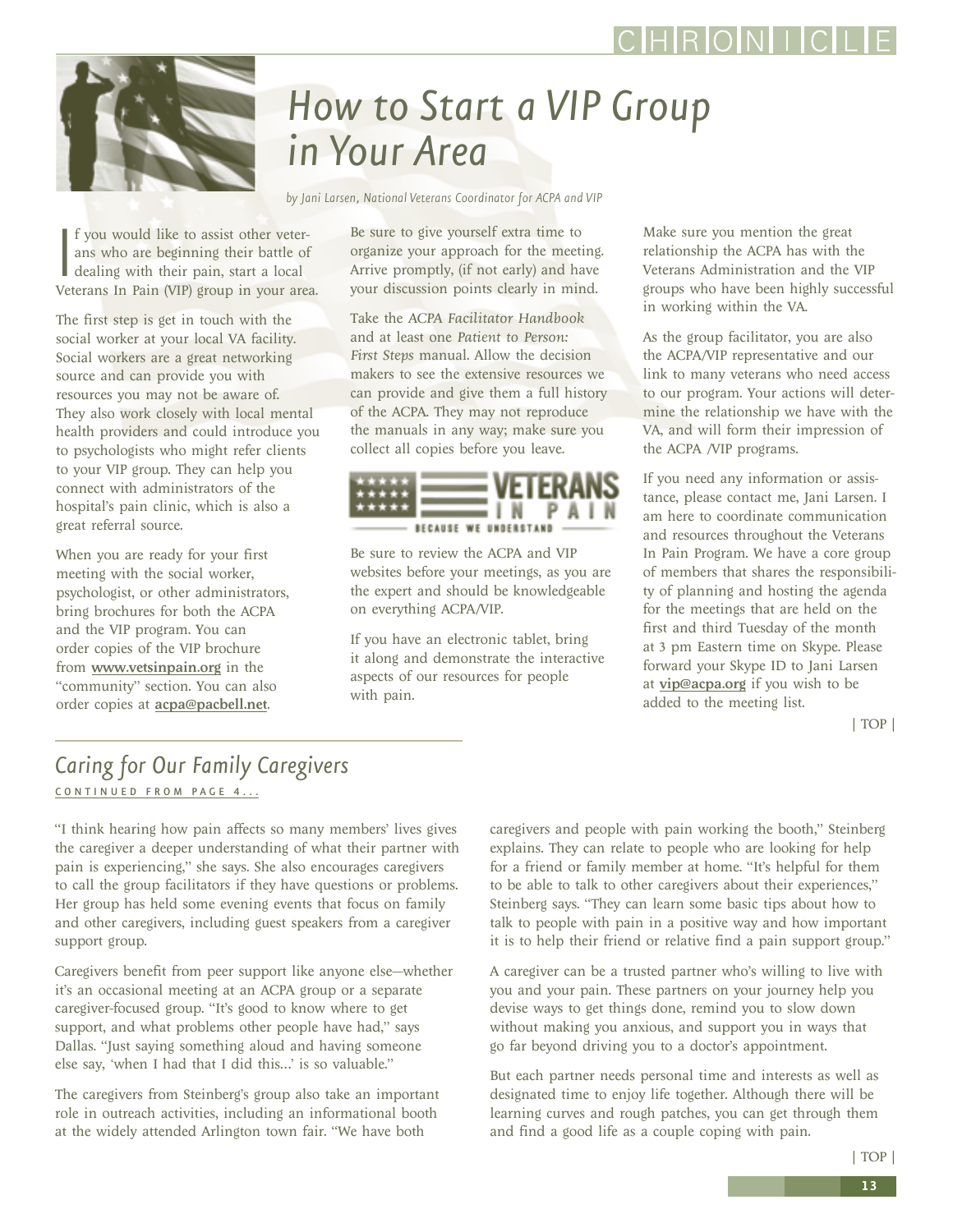# How to Start a VIP Group in Your Area

*by Jani Larsen, National Veterans Coordinator for ACPA and VIP*

If you would like to assist other veterans who are beginning their battle of dealing with their pain, start a local Veterans In Pain (VIP) group in your area.

The first step is get in touch with the social worker at your local VA facility. Social workers are a great networking source and can provide you with resources you may not be aware of. They also work closely with local mental health providers and could introduce you to psychologists who might refer clients to your VIP group. They can help you connect with administrators of the hospital's pain clinic, which is also a great referral source.

When you are ready for your first meeting with the social worker, psychologist, or other administrators, bring brochures for both the ACPA and the VIP program. You can order copies of the VIP brochure from **www.vetsinpain.org** in the "community" section. You can also order copies at **acpa@pacbell.net**.

Be sure to give yourself extra time to organize your approach for the meeting. Arrive promptly, (if not early) and have your discussion points clearly in mind.

Take the ACPA *Facilitator Handbook* and at least one *Patient to Person: First Steps* manual. Allow the decision makers to see the extensive resources we can provide and give them a full history of the ACPA. They may not reproduce the manuals in any way; make sure you collect all copies before you leave.

VETERANS IN PAIN — BECAUSE WE UNDERSTAND

Be sure to review the ACPA and VIP websites before your meetings, as you are the expert and should be knowledgeable on everything ACPA/VIP.

If you have an electronic tablet, bring it along and demonstrate the interactive aspects of our resources for people with pain.

Make sure you mention the great relationship the ACPA has with the Veterans Administration and the VIP groups who have been highly successful in working within the VA.

As the group facilitator, you are also the ACPA/VIP representative and our link to many veterans who need access to our program. Your actions will determine the relationship we have with the VA, and will form their impression of the ACPA /VIP programs.

If you need any information or assistance, please contact me, Jani Larsen. I am here to coordinate communication and resources throughout the Veterans In Pain Program. We have a core group of members that shares the responsibility of planning and hosting the agenda for the meetings that are held on the first and third Tuesday of the month at 3 pm Eastern time on Skype. Please forward your Skype ID to Jani Larsen at **vip@acpa.org** if you wish to be added to the meeting list.

| TOP |

## Caring for Our Family Caregivers

CONTINUED FROM PAGE 4...

"I think hearing how pain affects so many members' lives gives the caregiver a deeper understanding of what their partner with pain is experiencing," she says. She also encourages caregivers to call the group facilitators if they have questions or problems. Her group has held some evening events that focus on family and other caregivers, including guest speakers from a caregiver support group.

Caregivers benefit from peer support like anyone else—whether it's an occasional meeting at an ACPA group or a separate caregiver-focused group. "It's good to know where to get support, and what problems other people have had," says Dallas. "Just saying something aloud and having someone else say, 'when I had that I did this...' is so valuable."

The caregivers from Steinberg's group also take an important role in outreach activities, including an informational booth at the widely attended Arlington town fair. "We have both caregivers and people with pain working the booth," Steinberg explains. They can relate to people who are looking for help for a friend or family member at home. "It's helpful for them to be able to talk to other caregivers about their experiences," Steinberg says. "They can learn some basic tips about how to talk to people with pain in a positive way and how important it is to help their friend or relative find a pain support group."

A caregiver can be a trusted partner who's willing to live with you and your pain. These partners on your journey help you devise ways to get things done, remind you to slow down without making you anxious, and support you in ways that go far beyond driving you to a doctor's appointment.

But each partner needs personal time and interests as well as designated time to enjoy life together. Although there will be learning curves and rough patches, you can get through them and find a good life as a couple coping with pain.

| TOP |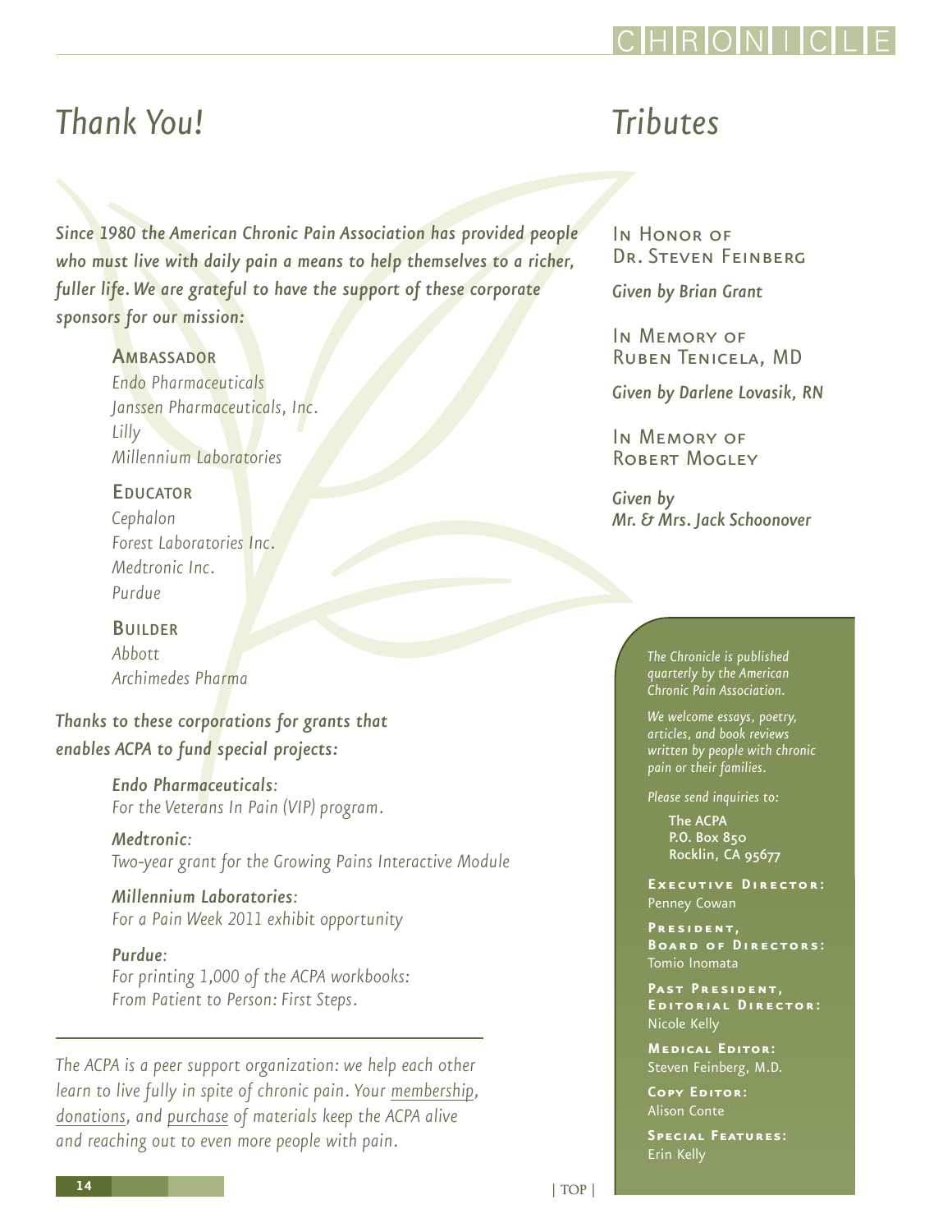# Thank You!

***Since 1980 the American Chronic Pain Association has provided people who must live with daily pain a means to help themselves to a richer, fuller life. We are grateful to have the support of these corporate sponsors for our mission:***

### Ambassador

*Endo Pharmaceuticals*
*Janssen Pharmaceuticals, Inc.*
*Lilly*
*Millennium Laboratories*

### Educator

*Cephalon*
*Forest Laboratories Inc.*
*Medtronic Inc.*
*Purdue*

### Builder

*Abbott*
*Archimedes Pharma*

***Thanks to these corporations for grants that enables ACPA to fund special projects:***

***Endo Pharmaceuticals:***
*For the Veterans In Pain (VIP) program.*

***Medtronic:***
*Two-year grant for the Growing Pains Interactive Module*

***Millennium Laboratories:***
*For a Pain Week 2011 exhibit opportunity*

***Purdue:***
*For printing 1,000 of the ACPA workbooks: From Patient to Person: First Steps.*

---

*The ACPA is a peer support organization: we help each other learn to live fully in spite of chronic pain. Your membership, donations, and purchase of materials keep the ACPA alive and reaching out to even more people with pain.*

# Tributes

### In Honor of Dr. Steven Feinberg

***Given by Brian Grant***

### In Memory of Ruben Tenicela, MD

***Given by Darlene Lovasik, RN***

### In Memory of Robert Mogley

***Given by Mr. & Mrs. Jack Schoonover***

*The Chronicle is published quarterly by the American Chronic Pain Association.*

*We welcome essays, poetry, articles, and book reviews written by people with chronic pain or their families.*

*Please send inquiries to:*

The ACPA
P.O. Box 850
Rocklin, CA 95677

**Executive Director:**
Penney Cowan

**President, Board of Directors:**
Tomio Inomata

**Past President, Editorial Director:**
Nicole Kelly

**Medical Editor:**
Steven Feinberg, M.D.

**Copy Editor:**
Alison Conte

**Special Features:**
Erin Kelly

| TOP |